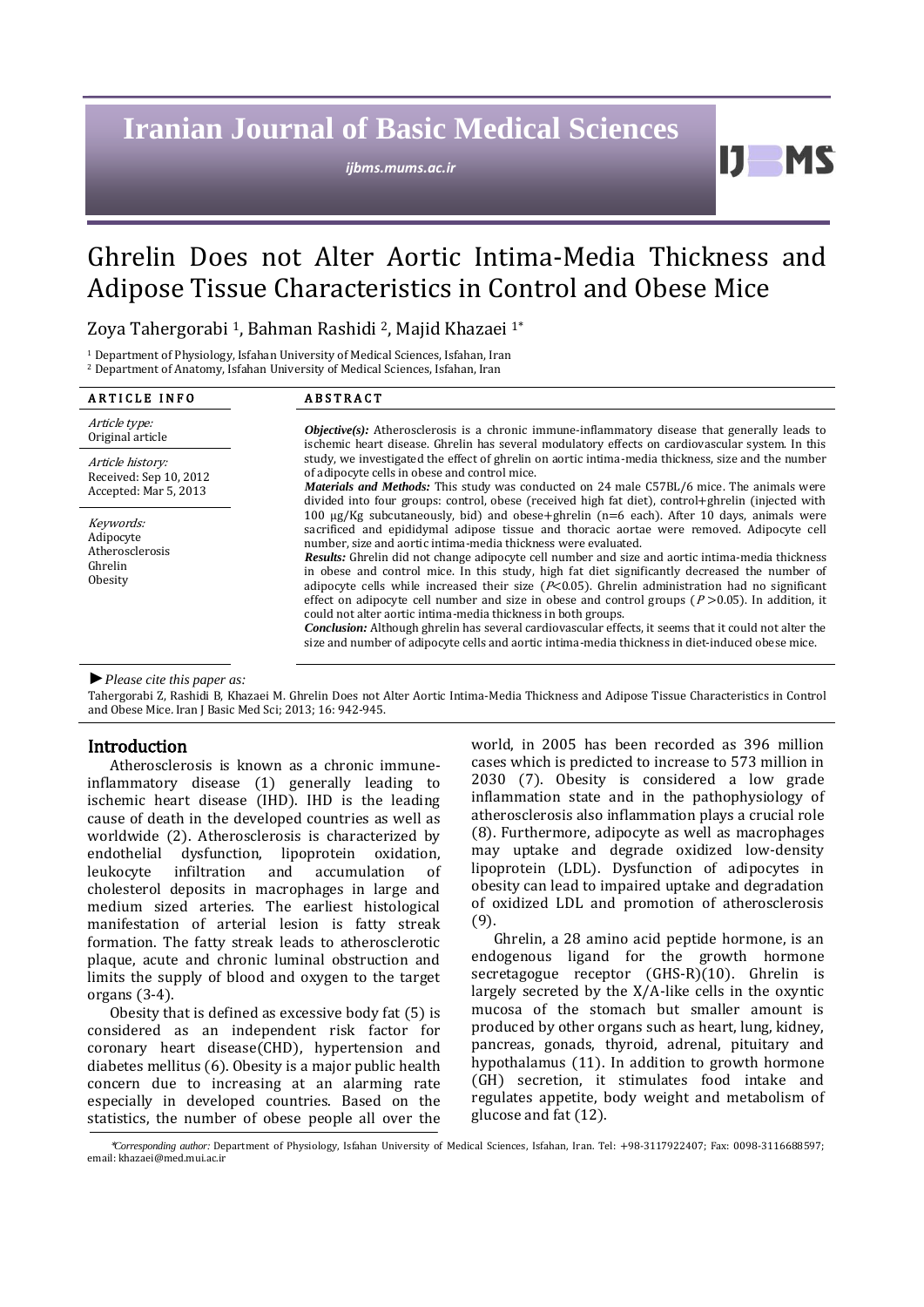# Ghrelin Does not Alter Aortic Intima-Media Thickness and Adipose Tissue Characteristics in Control and Obese Mice

Zoya Tahergorabi [1], Bahman Rashidi [2], Majid Khazaei [1*]

[1] Department of Physiology, Isfahan University of Medical Sciences, Isfahan, Iran
[2] Department of Anatomy, Isfahan University of Medical Sciences, Isfahan, Iran

**ARTICLE INFO**

*Article type:*
Original article

*Article history:*
Received: Sep 10, 2012
Accepted: Mar 5, 2013

*Keywords:*
Adipocyte
Atherosclerosis
Ghrelin
Obesity

**ABSTRACT**

***Objective(s):*** Atherosclerosis is a chronic immune-inflammatory disease that generally leads to ischemic heart disease. Ghrelin has several modulatory effects on cardiovascular system. In this study, we investigated the effect of ghrelin on aortic intima-media thickness, size and the number of adipocyte cells in obese and control mice.

***Materials and Methods:*** This study was conducted on 24 male C57BL/6 mice. The animals were divided into four groups: control, obese (received high fat diet), control+ghrelin (injected with 100 µg/Kg subcutaneously, bid) and obese+ghrelin (n=6 each). After 10 days, animals were sacrificed and epididymal adipose tissue and thoracic aortae were removed. Adipocyte cell number, size and aortic intima-media thickness were evaluated.

***Results:*** Ghrelin did not change adipocyte cell number and size and aortic intima-media thickness in obese and control mice. In this study, high fat diet significantly decreased the number of adipocyte cells while increased their size ($P$<0.05). Ghrelin administration had no significant effect on adipocyte cell number and size in obese and control groups ($P$ >0.05). In addition, it could not alter aortic intima-media thickness in both groups.

***Conclusion:*** Although ghrelin has several cardiovascular effects, it seems that it could not alter the size and number of adipocyte cells and aortic intima-media thickness in diet-induced obese mice.

► *Please cite this paper as:*

Tahergorabi Z, Rashidi B, Khazaei M. Ghrelin Does not Alter Aortic Intima-Media Thickness and Adipose Tissue Characteristics in Control and Obese Mice. Iran J Basic Med Sci; 2013; 16: 942-945.

## Introduction

Atherosclerosis is known as a chronic immune-inflammatory disease (1) generally leading to ischemic heart disease (IHD). IHD is the leading cause of death in the developed countries as well as worldwide (2). Atherosclerosis is characterized by endothelial dysfunction, lipoprotein oxidation, leukocyte infiltration and accumulation of cholesterol deposits in macrophages in large and medium sized arteries. The earliest histological manifestation of arterial lesion is fatty streak formation. The fatty streak leads to atherosclerotic plaque, acute and chronic luminal obstruction and limits the supply of blood and oxygen to the target organs (3-4).

Obesity that is defined as excessive body fat (5) is considered as an independent risk factor for coronary heart disease(CHD), hypertension and diabetes mellitus (6). Obesity is a major public health concern due to increasing at an alarming rate especially in developed countries. Based on the statistics, the number of obese people all over the world, in 2005 has been recorded as 396 million cases which is predicted to increase to 573 million in 2030 (7). Obesity is considered a low grade inflammation state and in the pathophysiology of atherosclerosis also inflammation plays a crucial role (8). Furthermore, adipocyte as well as macrophages may uptake and degrade oxidized low-density lipoprotein (LDL). Dysfunction of adipocytes in obesity can lead to impaired uptake and degradation of oxidized LDL and promotion of atherosclerosis (9).

Ghrelin, a 28 amino acid peptide hormone, is an endogenous ligand for the growth hormone secretagogue receptor (GHS-R)(10). Ghrelin is largely secreted by the X/A-like cells in the oxyntic mucosa of the stomach but smaller amount is produced by other organs such as heart, lung, kidney, pancreas, gonads, thyroid, adrenal, pituitary and hypothalamus (11). In addition to growth hormone (GH) secretion, it stimulates food intake and regulates appetite, body weight and metabolism of glucose and fat (12).

*Corresponding author: Department of Physiology, Isfahan University of Medical Sciences, Isfahan, Iran. Tel: +98-3117922407; Fax: 0098-3116688597; email: khazaei@med.mui.ac.ir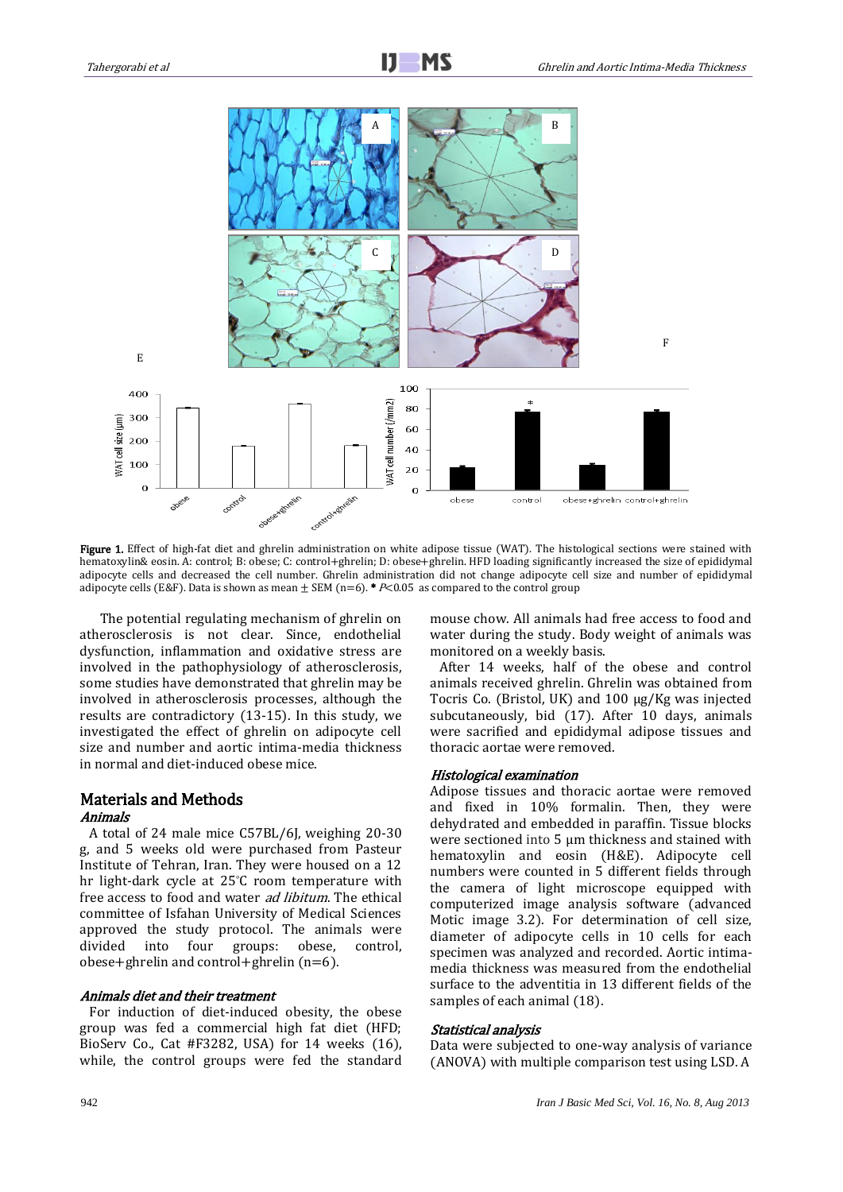**Figure 1.** Effect of high-fat diet and ghrelin administration on white adipose tissue (WAT). The histological sections were stained with hematoxylin& eosin. A: control; B: obese; C: control+ghrelin; D: obese+ghrelin. HFD loading significantly increased the size of epididymal adipocyte cells and decreased the cell number. Ghrelin administration did not change adipocyte cell size and number of epididymal adipocyte cells (E&F). Data is shown as mean ± SEM (n=6). * $P<0.05$ as compared to the control group

The potential regulating mechanism of ghrelin on atherosclerosis is not clear. Since, endothelial dysfunction, inflammation and oxidative stress are involved in the pathophysiology of atherosclerosis, some studies have demonstrated that ghrelin may be involved in atherosclerosis processes, although the results are contradictory (13-15). In this study, we investigated the effect of ghrelin on adipocyte cell size and number and aortic intima-media thickness in normal and diet-induced obese mice.

## Materials and Methods

### *Animals*

A total of 24 male mice C57BL/6J, weighing 20-30 g, and 5 weeks old were purchased from Pasteur Institute of Tehran, Iran. They were housed on a 12 hr light-dark cycle at 25°C room temperature with free access to food and water *ad libitum*. The ethical committee of Isfahan University of Medical Sciences approved the study protocol. The animals were divided into four groups: obese, control, obese+ghrelin and control+ghrelin (n=6).

### *Animals diet and their treatment*

For induction of diet-induced obesity, the obese group was fed a commercial high fat diet (HFD; BioServ Co., Cat #F3282, USA) for 14 weeks (16), while, the control groups were fed the standard mouse chow. All animals had free access to food and water during the study. Body weight of animals was monitored on a weekly basis.

After 14 weeks, half of the obese and control animals received ghrelin. Ghrelin was obtained from Tocris Co. (Bristol, UK) and 100 μg/Kg was injected subcutaneously, bid (17). After 10 days, animals were sacrified and epididymal adipose tissues and thoracic aortae were removed.

### *Histological examination*

Adipose tissues and thoracic aortae were removed and fixed in 10% formalin. Then, they were dehydrated and embedded in paraffin. Tissue blocks were sectioned into 5 μm thickness and stained with hematoxylin and eosin (H&E). Adipocyte cell numbers were counted in 5 different fields through the camera of light microscope equipped with computerized image analysis software (advanced Motic image 3.2). For determination of cell size, diameter of adipocyte cells in 10 cells for each specimen was analyzed and recorded. Aortic intima-media thickness was measured from the endothelial surface to the adventitia in 13 different fields of the samples of each animal (18).

### *Statistical analysis*

Data were subjected to one-way analysis of variance (ANOVA) with multiple comparison test using LSD. A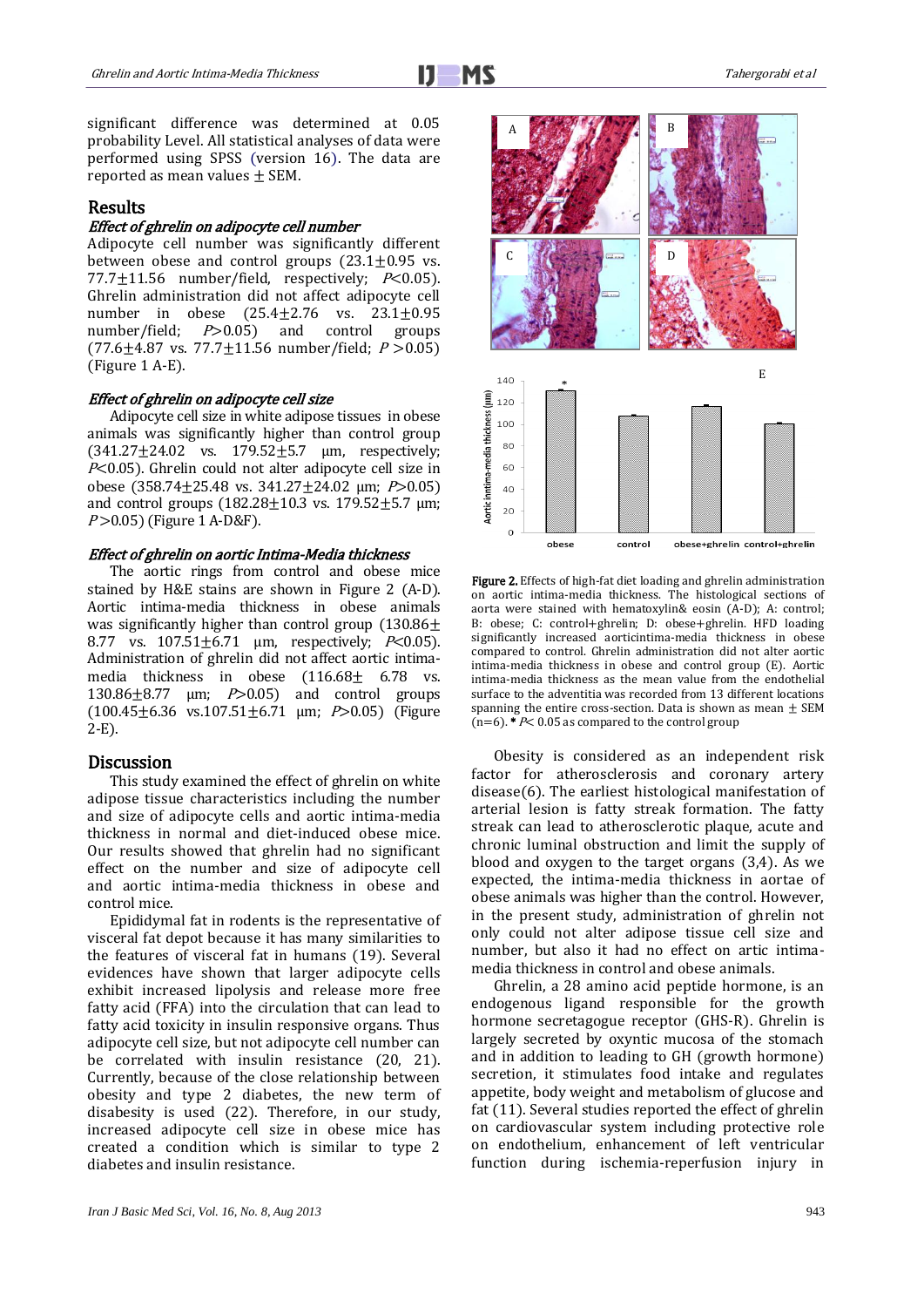significant difference was determined at 0.05 probability Level. All statistical analyses of data were performed using SPSS (version 16). The data are reported as mean values ± SEM.

## Results

### *Effect of ghrelin on adipocyte cell number*

Adipocyte cell number was significantly different between obese and control groups (23.1±0.95 vs. 77.7±11.56 number/field, respectively; $P<0.05$). Ghrelin administration did not affect adipocyte cell number in obese (25.4±2.76 vs. 23.1±0.95 number/field; $P>0.05$) and control groups (77.6±4.87 vs. 77.7±11.56 number/field; $P>0.05$) (Figure 1 A-E).

### *Effect of ghrelin on adipocyte cell size*

Adipocyte cell size in white adipose tissues in obese animals was significantly higher than control group (341.27±24.02 vs. 179.52±5.7 µm, respectively; $P<0.05$). Ghrelin could not alter adipocyte cell size in obese (358.74±25.48 vs. 341.27±24.02 µm; $P>0.05$) and control groups (182.28±10.3 vs. 179.52±5.7 µm; $P>0.05$) (Figure 1 A-D&F).

### *Effect of ghrelin on aortic Intima-Media thickness*

The aortic rings from control and obese mice stained by H&E stains are shown in Figure 2 (A-D). Aortic intima-media thickness in obese animals was significantly higher than control group (130.86± 8.77 vs. 107.51±6.71 µm, respectively; $P<0.05$). Administration of ghrelin did not affect aortic intima-media thickness in obese (116.68± 6.78 vs. 130.86±8.77 µm; $P>0.05$) and control groups (100.45±6.36 vs.107.51±6.71 µm; $P>0.05$) (Figure 2-E).

**Figure 2.** Effects of high-fat diet loading and ghrelin administration on aortic intima-media thickness. The histological sections of aorta were stained with hematoxylin& eosin (A-D); A: control; B: obese; C: control+ghrelin; D: obese+ghrelin. HFD loading significantly increased aorticintima-media thickness in obese compared to control. Ghrelin administration did not alter aortic intima-media thickness in obese and control group (E). Aortic intima-media thickness as the mean value from the endothelial surface to the adventitia was recorded from 13 different locations spanning the entire cross-section. Data is shown as mean ± SEM (n=6). * $P<0.05$ as compared to the control group

## Discussion

This study examined the effect of ghrelin on white adipose tissue characteristics including the number and size of adipocyte cells and aortic intima-media thickness in normal and diet-induced obese mice. Our results showed that ghrelin had no significant effect on the number and size of adipocyte cell and aortic intima-media thickness in obese and control mice.

Epididymal fat in rodents is the representative of visceral fat depot because it has many similarities to the features of visceral fat in humans (19). Several evidences have shown that larger adipocyte cells exhibit increased lipolysis and release more free fatty acid (FFA) into the circulation that can lead to fatty acid toxicity in insulin responsive organs. Thus adipocyte cell size, but not adipocyte cell number can be correlated with insulin resistance (20, 21). Currently, because of the close relationship between obesity and type 2 diabetes, the new term of disabesity is used (22). Therefore, in our study, increased adipocyte cell size in obese mice has created a condition which is similar to type 2 diabetes and insulin resistance.

Obesity is considered as an independent risk factor for atherosclerosis and coronary artery disease(6). The earliest histological manifestation of arterial lesion is fatty streak formation. The fatty streak can lead to atherosclerotic plaque, acute and chronic luminal obstruction and limit the supply of blood and oxygen to the target organs (3,4). As we expected, the intima-media thickness in aortae of obese animals was higher than the control. However, in the present study, administration of ghrelin not only could not alter adipose tissue cell size and number, but also it had no effect on artic intima-media thickness in control and obese animals.

Ghrelin, a 28 amino acid peptide hormone, is an endogenous ligand responsible for the growth hormone secretagogue receptor (GHS-R). Ghrelin is largely secreted by oxyntic mucosa of the stomach and in addition to leading to GH (growth hormone) secretion, it stimulates food intake and regulates appetite, body weight and metabolism of glucose and fat (11). Several studies reported the effect of ghrelin on cardiovascular system including protective role on endothelium, enhancement of left ventricular function during ischemia-reperfusion injury in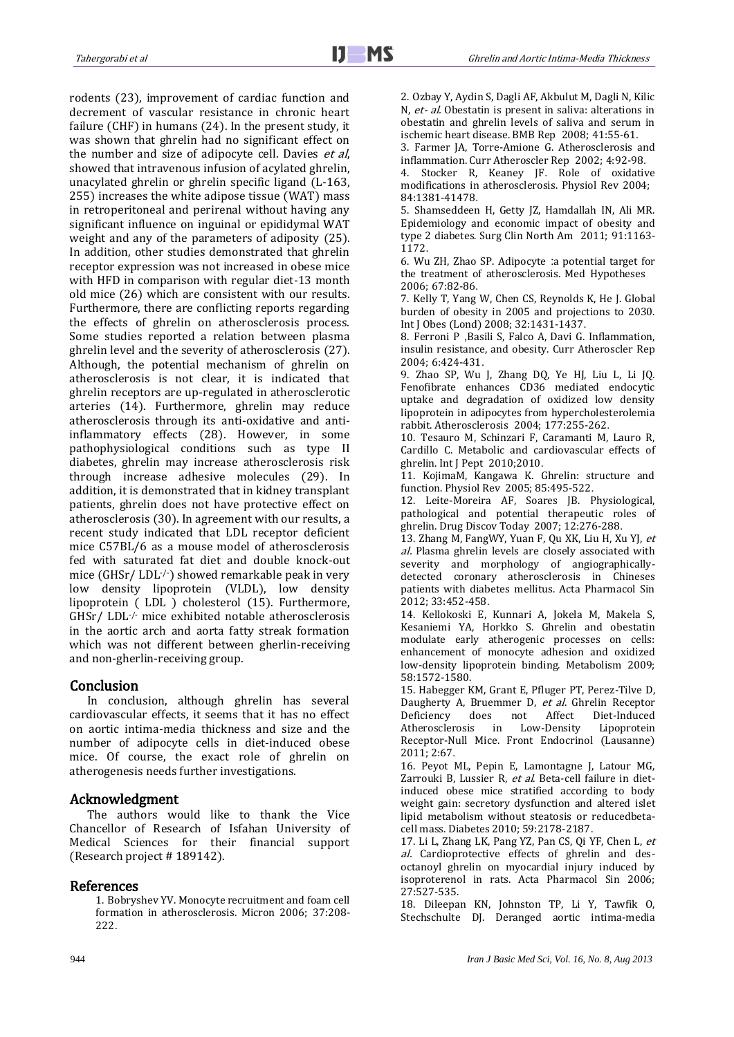rodents (23), improvement of cardiac function and decrement of vascular resistance in chronic heart failure (CHF) in humans (24). In the present study, it was shown that ghrelin had no significant effect on the number and size of adipocyte cell. Davies *et al*, showed that intravenous infusion of acylated ghrelin, unacylated ghrelin or ghrelin specific ligand (L-163, 255) increases the white adipose tissue (WAT) mass in retroperitoneal and perirenal without having any significant influence on inguinal or epididymal WAT weight and any of the parameters of adiposity (25). In addition, other studies demonstrated that ghrelin receptor expression was not increased in obese mice with HFD in comparison with regular diet-13 month old mice (26) which are consistent with our results. Furthermore, there are conflicting reports regarding the effects of ghrelin on atherosclerosis process. Some studies reported a relation between plasma ghrelin level and the severity of atherosclerosis (27). Although, the potential mechanism of ghrelin on atherosclerosis is not clear, it is indicated that ghrelin receptors are up-regulated in atherosclerotic arteries (14). Furthermore, ghrelin may reduce atherosclerosis through its anti-oxidative and anti-inflammatory effects (28). However, in some pathophysiological conditions such as type II diabetes, ghrelin may increase atherosclerosis risk through increase adhesive molecules (29). In addition, it is demonstrated that in kidney transplant patients, ghrelin does not have protective effect on atherosclerosis (30). In agreement with our results, a recent study indicated that LDL receptor deficient mice C57BL/6 as a mouse model of atherosclerosis fed with saturated fat diet and double knock-out mice (GHSr/ LDL$^{-/-}$) showed remarkable peak in very low density lipoprotein (VLDL), low density lipoprotein ( LDL ) cholesterol (15). Furthermore, GHSr/ LDL$^{-/-}$ mice exhibited notable atherosclerosis in the aortic arch and aorta fatty streak formation which was not different between gherlin-receiving and non-gherlin-receiving group.

## Conclusion

In conclusion, although ghrelin has several cardiovascular effects, it seems that it has no effect on aortic intima-media thickness and size and the number of adipocyte cells in diet-induced obese mice. Of course, the exact role of ghrelin on atherogenesis needs further investigations.

## Acknowledgment

The authors would like to thank the Vice Chancellor of Research of Isfahan University of Medical Sciences for their financial support (Research project # 189142).

## References

1. Bobryshev YV. Monocyte recruitment and foam cell formation in atherosclerosis. Micron 2006; 37:208-222.
2. Ozbay Y, Aydin S, Dagli AF, Akbulut M, Dagli N, Kilic N, *et- al*. Obestatin is present in saliva: alterations in obestatin and ghrelin levels of saliva and serum in ischemic heart disease. BMB Rep 2008; 41:55-61.
3. Farmer JA, Torre-Amione G. Atherosclerosis and inflammation. Curr Atheroscler Rep 2002; 4:92-98.
4. Stocker R, Keaney JF. Role of oxidative modifications in atherosclerosis. Physiol Rev 2004; 84:1381-41478.
5. Shamseddeen H, Getty JZ, Hamdallah IN, Ali MR. Epidemiology and economic impact of obesity and type 2 diabetes. Surg Clin North Am 2011; 91:1163-1172.
6. Wu ZH, Zhao SP. Adipocyte :a potential target for the treatment of atherosclerosis. Med Hypotheses 2006; 67:82-86.
7. Kelly T, Yang W, Chen CS, Reynolds K, He J. Global burden of obesity in 2005 and projections to 2030. Int J Obes (Lond) 2008; 32:1431-1437.
8. Ferroni P ,Basili S, Falco A, Davi G. Inflammation, insulin resistance, and obesity. Curr Atheroscler Rep 2004; 6:424-431.
9. Zhao SP, Wu J, Zhang DQ, Ye HJ, Liu L, Li JQ. Fenofibrate enhances CD36 mediated endocytic uptake and degradation of oxidized low density lipoprotein in adipocytes from hypercholesterolemia rabbit. Atherosclerosis 2004; 177:255-262.
10. Tesauro M, Schinzari F, Caramanti M, Lauro R, Cardillo C. Metabolic and cardiovascular effects of ghrelin. Int J Pept 2010;2010.
11. KojimaM, Kangawa K. Ghrelin: structure and function. Physiol Rev 2005; 85:495-522.
12. Leite-Moreira AF, Soares JB. Physiological, pathological and potential therapeutic roles of ghrelin. Drug Discov Today 2007; 12:276-288.
13. Zhang M, FangWY, Yuan F, Qu XK, Liu H, Xu YJ, *et al*. Plasma ghrelin levels are closely associated with severity and morphology of angiographically-detected coronary atherosclerosis in Chineses patients with diabetes mellitus. Acta Pharmacol Sin 2012; 33:452-458.
14. Kellokoski E, Kunnari A, Jokela M, Makela S, Kesaniemi YA, Horkko S. Ghrelin and obestatin modulate early atherogenic processes on cells: enhancement of monocyte adhesion and oxidized low-density lipoprotein binding. Metabolism 2009; 58:1572-1580.
15. Habegger KM, Grant E, Pfluger PT, Perez-Tilve D, Daugherty A, Bruemmer D, *et al*. Ghrelin Receptor Deficiency does not Affect Diet-Induced Atherosclerosis in Low-Density Lipoprotein Receptor-Null Mice. Front Endocrinol (Lausanne) 2011; 2:67.
16. Peyot ML, Pepin E, Lamontagne J, Latour MG, Zarrouki B, Lussier R, *et al*. Beta-cell failure in diet-induced obese mice stratified according to body weight gain: secretory dysfunction and altered islet lipid metabolism without steatosis or reducedbeta-cell mass. Diabetes 2010; 59:2178-2187.
17. Li L, Zhang LK, Pang YZ, Pan CS, Qi YF, Chen L, *et al*. Cardioprotective effects of ghrelin and des-octanoyl ghrelin on myocardial injury induced by isoproterenol in rats. Acta Pharmacol Sin 2006; 27:527-535.
18. Dileepan KN, Johnston TP, Li Y, Tawfik O, Stechschulte DJ. Deranged aortic intima-media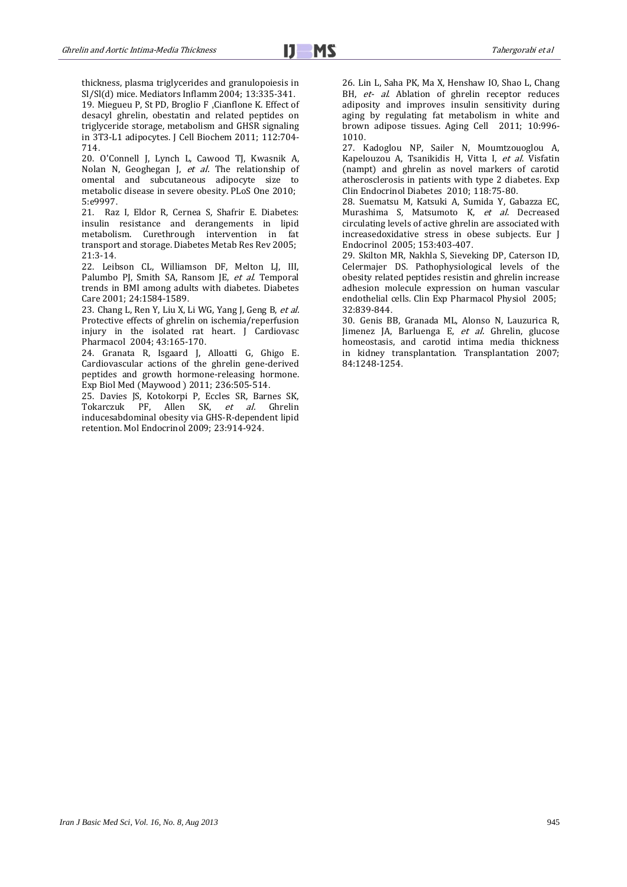thickness, plasma triglycerides and granulopoiesis in Sl/Sl(d) mice. Mediators Inflamm 2004; 13:335-341.

19. Miegueu P, St PD, Broglio F ,Cianflone K. Effect of desacyl ghrelin, obestatin and related peptides on triglyceride storage, metabolism and GHSR signaling in 3T3-L1 adipocytes. J Cell Biochem 2011; 112:704-714.

20. O'Connell J, Lynch L, Cawood TJ, Kwasnik A, Nolan N, Geoghegan J, *et al*. The relationship of omental and subcutaneous adipocyte size to metabolic disease in severe obesity. PLoS One 2010; 5:e9997.

21. Raz I, Eldor R, Cernea S, Shafrir E. Diabetes: insulin resistance and derangements in lipid metabolism. Curethrough intervention in fat transport and storage. Diabetes Metab Res Rev 2005; 21:3-14.

22. Leibson CL, Williamson DF, Melton LJ, III, Palumbo PJ, Smith SA, Ransom JE, *et al*. Temporal trends in BMI among adults with diabetes. Diabetes Care 2001; 24:1584-1589.

23. Chang L, Ren Y, Liu X, Li WG, Yang J, Geng B, *et al.* Protective effects of ghrelin on ischemia/reperfusion injury in the isolated rat heart. J Cardiovasc Pharmacol 2004; 43:165-170.

24. Granata R, Isgaard J, Alloatti G, Ghigo E. Cardiovascular actions of the ghrelin gene-derived peptides and growth hormone-releasing hormone. Exp Biol Med (Maywood ) 2011; 236:505-514.

25. Davies JS, Kotokorpi P, Eccles SR, Barnes SK, Tokarczuk PF, Allen SK, *et al*. Ghrelin inducesabdominal obesity via GHS-R-dependent lipid retention. Mol Endocrinol 2009; 23:914-924.

26. Lin L, Saha PK, Ma X, Henshaw IO, Shao L, Chang BH, *et- al*. Ablation of ghrelin receptor reduces adiposity and improves insulin sensitivity during aging by regulating fat metabolism in white and brown adipose tissues. Aging Cell 2011; 10:996-1010.

27. Kadoglou NP, Sailer N, Moumtzouoglou A, Kapelouzou A, Tsanikidis H, Vitta I, *et al*. Visfatin (nampt) and ghrelin as novel markers of carotid atherosclerosis in patients with type 2 diabetes. Exp Clin Endocrinol Diabetes 2010; 118:75-80.

28. Suematsu M, Katsuki A, Sumida Y, Gabazza EC, Murashima S, Matsumoto K, *et al*. Decreased circulating levels of active ghrelin are associated with increasedoxidative stress in obese subjects. Eur J Endocrinol 2005; 153:403-407.

29. Skilton MR, Nakhla S, Sieveking DP, Caterson ID, Celermajer DS. Pathophysiological levels of the obesity related peptides resistin and ghrelin increase adhesion molecule expression on human vascular endothelial cells. Clin Exp Pharmacol Physiol 2005; 32:839-844.

30. Genis BB, Granada ML, Alonso N, Lauzurica R, Jimenez JA, Barluenga E, *et al*. Ghrelin, glucose homeostasis, and carotid intima media thickness in kidney transplantation. Transplantation 2007; 84:1248-1254.